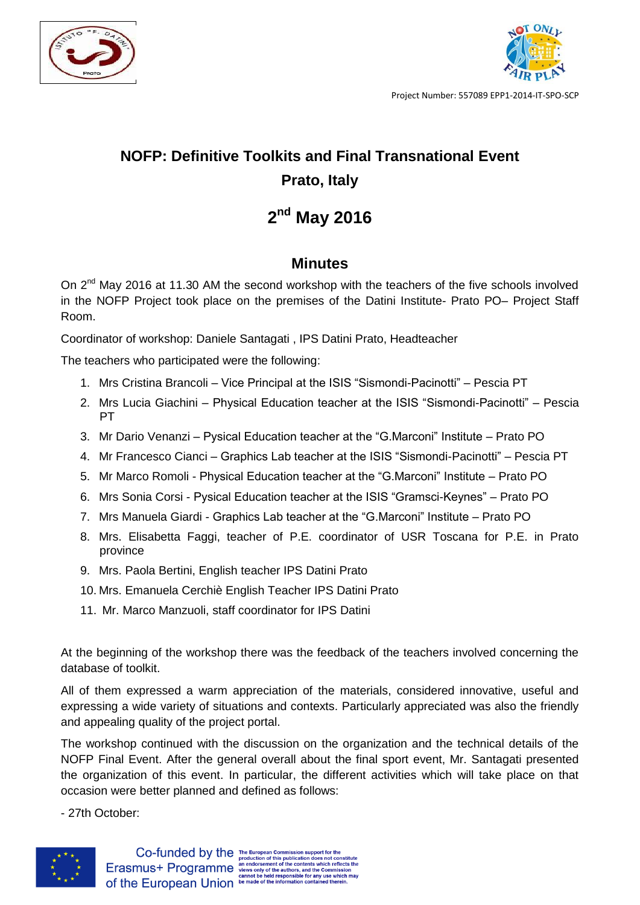Project Number: 557089 EPP1-2014-IT-SPO-SCP

# NOFP: Definitive Toolkits and Final Transnational Event

## Prato, Italy

## 2nd May 2016

## Minutes

On 2nd May 2016 at 11.30 AM the second workshop with the teachers of the five schools involved in the NOFP Project took place on the premises of the Datini Institute- Prato PO– Project Staff Room.

Coordinator of workshop: Daniele Santagati , IPS Datini Prato, Headteacher

The teachers who participated were the following:

1. Mrs Cristina Brancoli – Vice Principal at the ISIS “Sismondi-Pacinotti” – Pescia PT
2. Mrs Lucia Giachini – Physical Education teacher at the ISIS “Sismondi-Pacinotti” – Pescia PT
3. Mr Dario Venanzi – Pysical Education teacher at the “G.Marconi” Institute – Prato PO
4. Mr Francesco Cianci – Graphics Lab teacher at the ISIS “Sismondi-Pacinotti” – Pescia PT
5. Mr Marco Romoli - Physical Education teacher at the “G.Marconi” Institute – Prato PO
6. Mrs Sonia Corsi - Pysical Education teacher at the ISIS “Gramsci-Keynes” – Prato PO
7. Mrs Manuela Giardi - Graphics Lab teacher at the “G.Marconi” Institute – Prato PO
8. Mrs. Elisabetta Faggi, teacher of P.E. coordinator of USR Toscana for P.E. in Prato province
9. Mrs. Paola Bertini, English teacher IPS Datini Prato
10. Mrs. Emanuela Cerchiè English Teacher IPS Datini Prato
11. Mr. Marco Manzuoli, staff coordinator for IPS Datini

At the beginning of the workshop there was the feedback of the teachers involved concerning the database of toolkit.

All of them expressed a warm appreciation of the materials, considered innovative, useful and expressing a wide variety of situations and contexts. Particularly appreciated was also the friendly and appealing quality of the project portal.

The workshop continued with the discussion on the organization and the technical details of the NOFP Final Event. After the general overall about the final sport event, Mr. Santagati presented the organization of this event. In particular, the different activities which will take place on that occasion were better planned and defined as follows:

- 27th October:

Co-funded by the Erasmus+ Programme of the European Union

The European Commission support for the production of this publication does not constitute an endorsement of the contents which reflects the views only of the authors, and the Commission cannot be held responsible for any use which may be made of the information contained therein.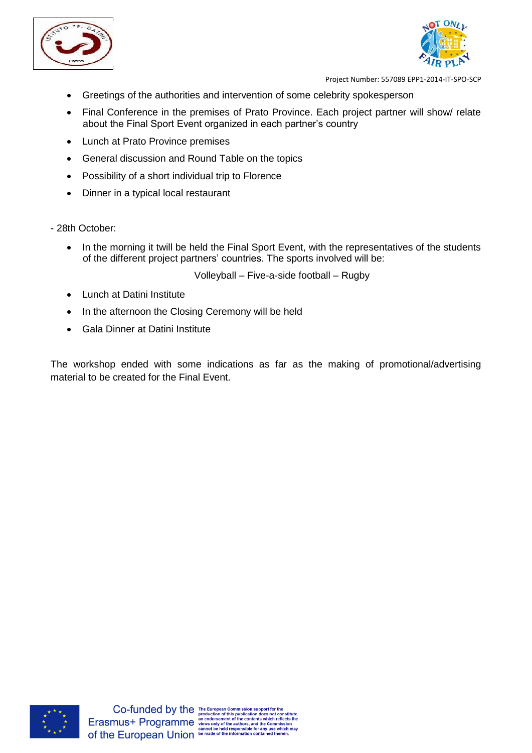- Greetings of the authorities and intervention of some celebrity spokesperson
- Final Conference in the premises of Prato Province. Each project partner will show/ relate about the Final Sport Event organized in each partner's country
- Lunch at Prato Province premises
- General discussion and Round Table on the topics
- Possibility of a short individual trip to Florence
- Dinner in a typical local restaurant

- 28th October:

- In the morning it twill be held the Final Sport Event, with the representatives of the students of the different project partners' countries. The sports involved will be:

  Volleyball – Five-a-side football – Rugby

- Lunch at Datini Institute
- In the afternoon the Closing Ceremony will be held
- Gala Dinner at Datini Institute

The workshop ended with some indications as far as the making of promotional/advertising material to be created for the Final Event.